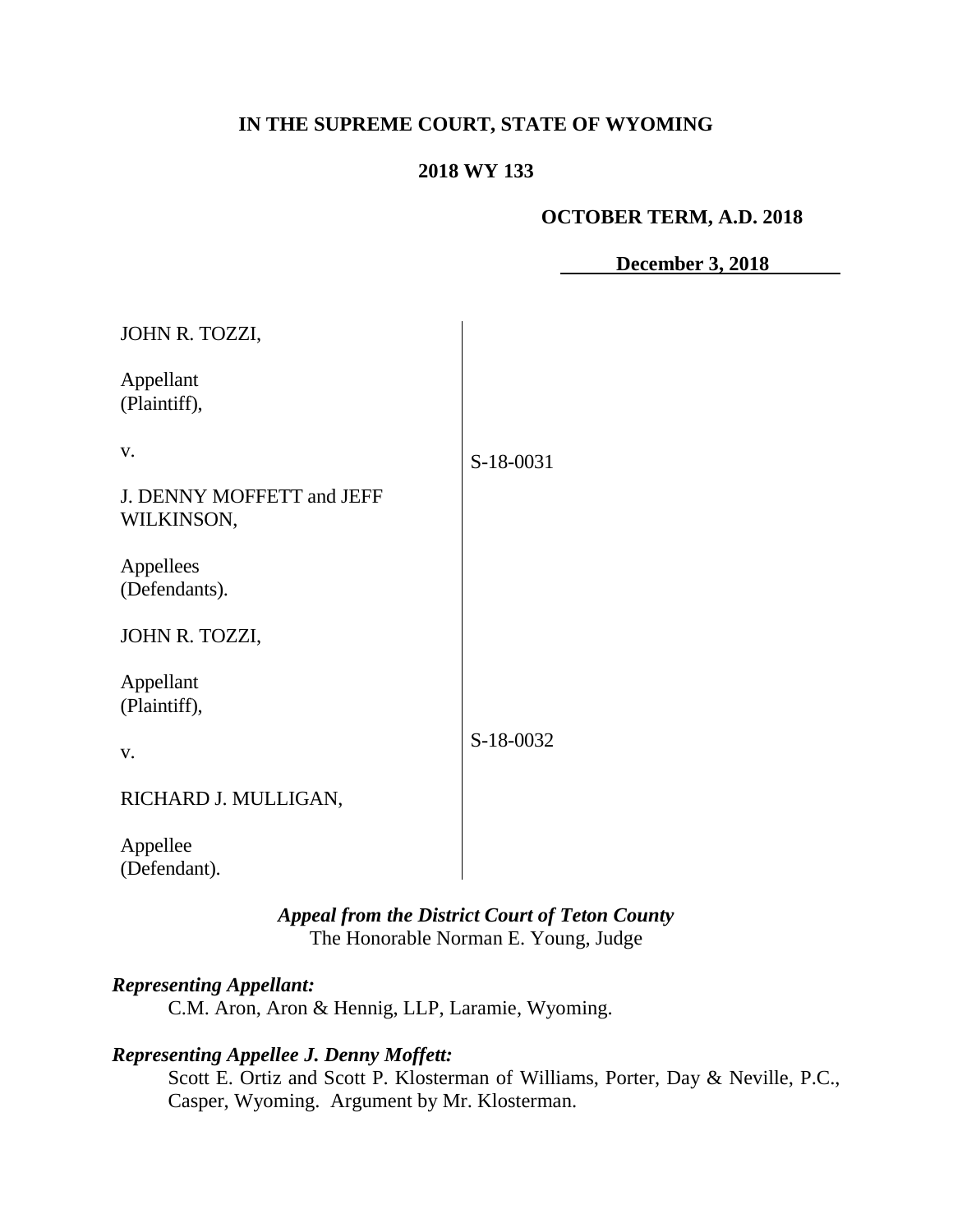**IN THE SUPREME COURT, STATE OF WYOMING**

**2018 WY 133**

**OCTOBER TERM, A.D. 2018**

**December 3, 2018**

| | |
|---|---|
| JOHN R. TOZZI,<br><br>Appellant<br>(Plaintiff),<br><br>v.<br><br>J. DENNY MOFFETT and JEFF WILKINSON,<br><br>Appellees<br>(Defendants). | S-18-0031 |
| JOHN R. TOZZI,<br><br>Appellant<br>(Plaintiff),<br><br>v.<br><br>RICHARD J. MULLIGAN,<br><br>Appellee<br>(Defendant). | S-18-0032 |

***Appeal from the District Court of Teton County***
The Honorable Norman E. Young, Judge

***Representing Appellant:***
C.M. Aron, Aron & Hennig, LLP, Laramie, Wyoming.

***Representing Appellee J. Denny Moffett:***
Scott E. Ortiz and Scott P. Klosterman of Williams, Porter, Day & Neville, P.C., Casper, Wyoming. Argument by Mr. Klosterman.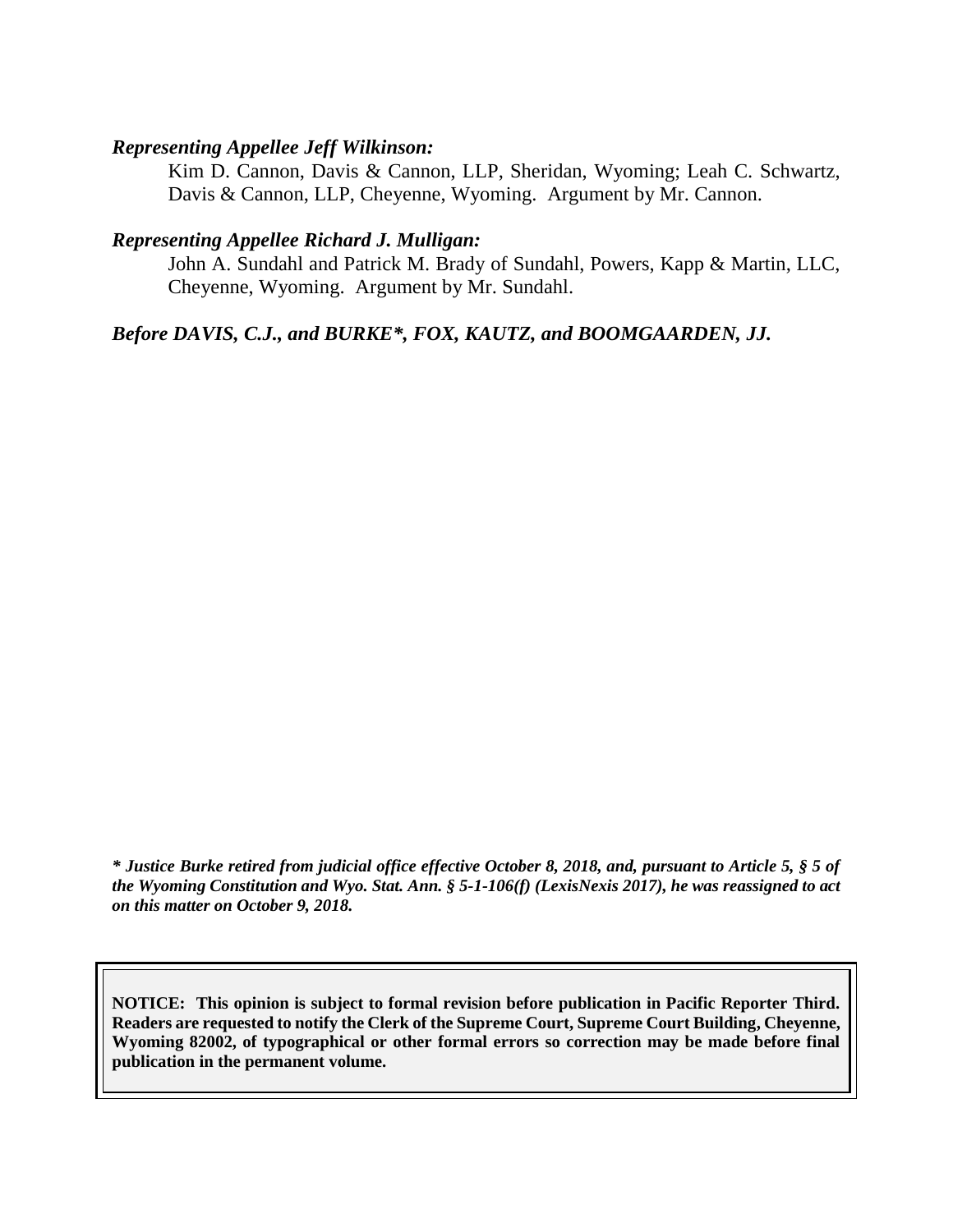*Representing Appellee Jeff Wilkinson:*

Kim D. Cannon, Davis & Cannon, LLP, Sheridan, Wyoming; Leah C. Schwartz, Davis & Cannon, LLP, Cheyenne, Wyoming. Argument by Mr. Cannon.

*Representing Appellee Richard J. Mulligan:*

John A. Sundahl and Patrick M. Brady of Sundahl, Powers, Kapp & Martin, LLC, Cheyenne, Wyoming. Argument by Mr. Sundahl.

***Before DAVIS, C.J., and BURKE\*, FOX, KAUTZ, and BOOMGAARDEN, JJ.***

***\* Justice Burke retired from judicial office effective October 8, 2018, and, pursuant to Article 5, § 5 of the Wyoming Constitution and Wyo. Stat. Ann. § 5-1-106(f) (LexisNexis 2017), he was reassigned to act on this matter on October 9, 2018.***

**NOTICE: This opinion is subject to formal revision before publication in Pacific Reporter Third. Readers are requested to notify the Clerk of the Supreme Court, Supreme Court Building, Cheyenne, Wyoming 82002, of typographical or other formal errors so correction may be made before final publication in the permanent volume.**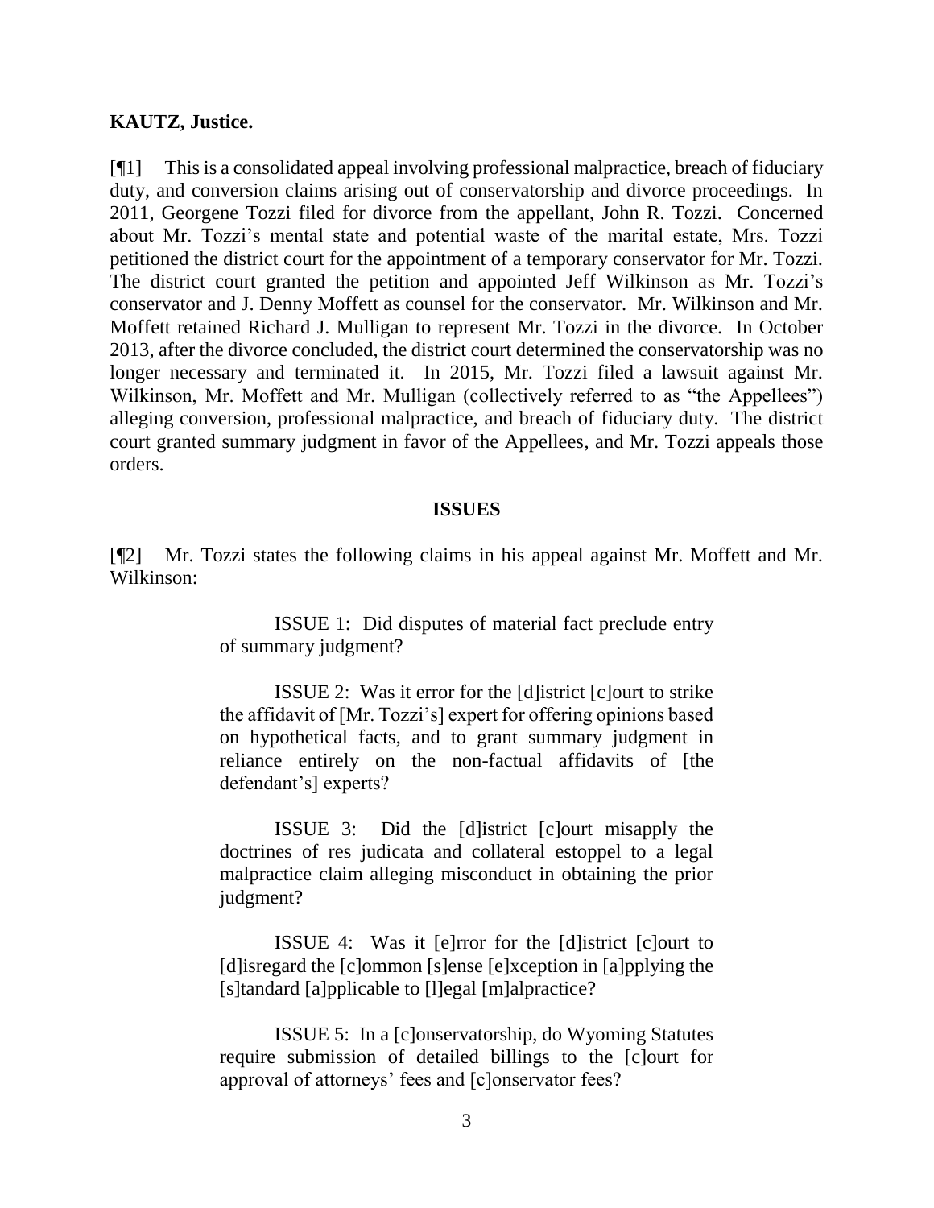**KAUTZ, Justice.**

[¶1] This is a consolidated appeal involving professional malpractice, breach of fiduciary duty, and conversion claims arising out of conservatorship and divorce proceedings. In 2011, Georgene Tozzi filed for divorce from the appellant, John R. Tozzi. Concerned about Mr. Tozzi's mental state and potential waste of the marital estate, Mrs. Tozzi petitioned the district court for the appointment of a temporary conservator for Mr. Tozzi. The district court granted the petition and appointed Jeff Wilkinson as Mr. Tozzi's conservator and J. Denny Moffett as counsel for the conservator. Mr. Wilkinson and Mr. Moffett retained Richard J. Mulligan to represent Mr. Tozzi in the divorce. In October 2013, after the divorce concluded, the district court determined the conservatorship was no longer necessary and terminated it. In 2015, Mr. Tozzi filed a lawsuit against Mr. Wilkinson, Mr. Moffett and Mr. Mulligan (collectively referred to as "the Appellees") alleging conversion, professional malpractice, and breach of fiduciary duty. The district court granted summary judgment in favor of the Appellees, and Mr. Tozzi appeals those orders.

## ISSUES

[¶2] Mr. Tozzi states the following claims in his appeal against Mr. Moffett and Mr. Wilkinson:

> ISSUE 1: Did disputes of material fact preclude entry of summary judgment?
>
> ISSUE 2: Was it error for the [d]istrict [c]ourt to strike the affidavit of [Mr. Tozzi's] expert for offering opinions based on hypothetical facts, and to grant summary judgment in reliance entirely on the non-factual affidavits of [the defendant's] experts?
>
> ISSUE 3: Did the [d]istrict [c]ourt misapply the doctrines of res judicata and collateral estoppel to a legal malpractice claim alleging misconduct in obtaining the prior judgment?
>
> ISSUE 4: Was it [e]rror for the [d]istrict [c]ourt to [d]isregard the [c]ommon [s]ense [e]xception in [a]pplying the [s]tandard [a]pplicable to [l]egal [m]alpractice?
>
> ISSUE 5: In a [c]onservatorship, do Wyoming Statutes require submission of detailed billings to the [c]ourt for approval of attorneys' fees and [c]onservator fees?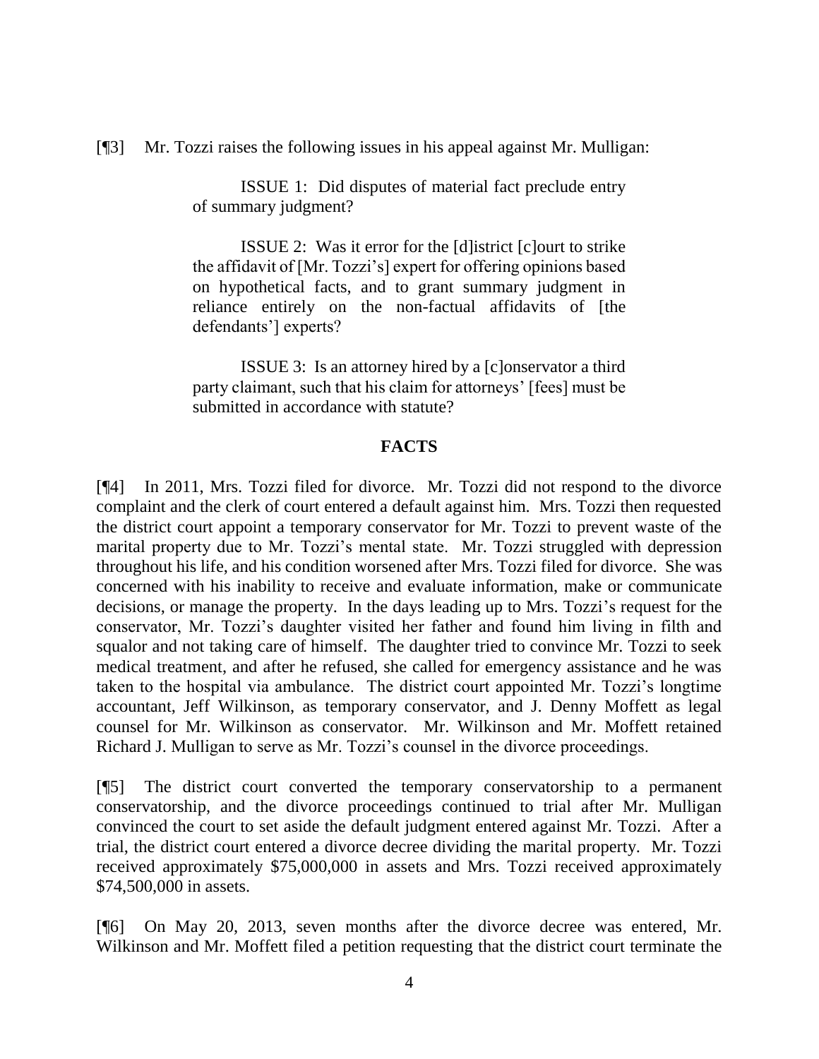[¶3] Mr. Tozzi raises the following issues in his appeal against Mr. Mulligan:

> ISSUE 1: Did disputes of material fact preclude entry of summary judgment?
>
> ISSUE 2: Was it error for the [d]istrict [c]ourt to strike the affidavit of [Mr. Tozzi's] expert for offering opinions based on hypothetical facts, and to grant summary judgment in reliance entirely on the non-factual affidavits of [the defendants'] experts?
>
> ISSUE 3: Is an attorney hired by a [c]onservator a third party claimant, such that his claim for attorneys' [fees] must be submitted in accordance with statute?

## FACTS

[¶4] In 2011, Mrs. Tozzi filed for divorce. Mr. Tozzi did not respond to the divorce complaint and the clerk of court entered a default against him. Mrs. Tozzi then requested the district court appoint a temporary conservator for Mr. Tozzi to prevent waste of the marital property due to Mr. Tozzi's mental state. Mr. Tozzi struggled with depression throughout his life, and his condition worsened after Mrs. Tozzi filed for divorce. She was concerned with his inability to receive and evaluate information, make or communicate decisions, or manage the property. In the days leading up to Mrs. Tozzi's request for the conservator, Mr. Tozzi's daughter visited her father and found him living in filth and squalor and not taking care of himself. The daughter tried to convince Mr. Tozzi to seek medical treatment, and after he refused, she called for emergency assistance and he was taken to the hospital via ambulance. The district court appointed Mr. Tozzi's longtime accountant, Jeff Wilkinson, as temporary conservator, and J. Denny Moffett as legal counsel for Mr. Wilkinson as conservator. Mr. Wilkinson and Mr. Moffett retained Richard J. Mulligan to serve as Mr. Tozzi's counsel in the divorce proceedings.

[¶5] The district court converted the temporary conservatorship to a permanent conservatorship, and the divorce proceedings continued to trial after Mr. Mulligan convinced the court to set aside the default judgment entered against Mr. Tozzi. After a trial, the district court entered a divorce decree dividing the marital property. Mr. Tozzi received approximately $75,000,000 in assets and Mrs. Tozzi received approximately $74,500,000 in assets.

[¶6] On May 20, 2013, seven months after the divorce decree was entered, Mr. Wilkinson and Mr. Moffett filed a petition requesting that the district court terminate the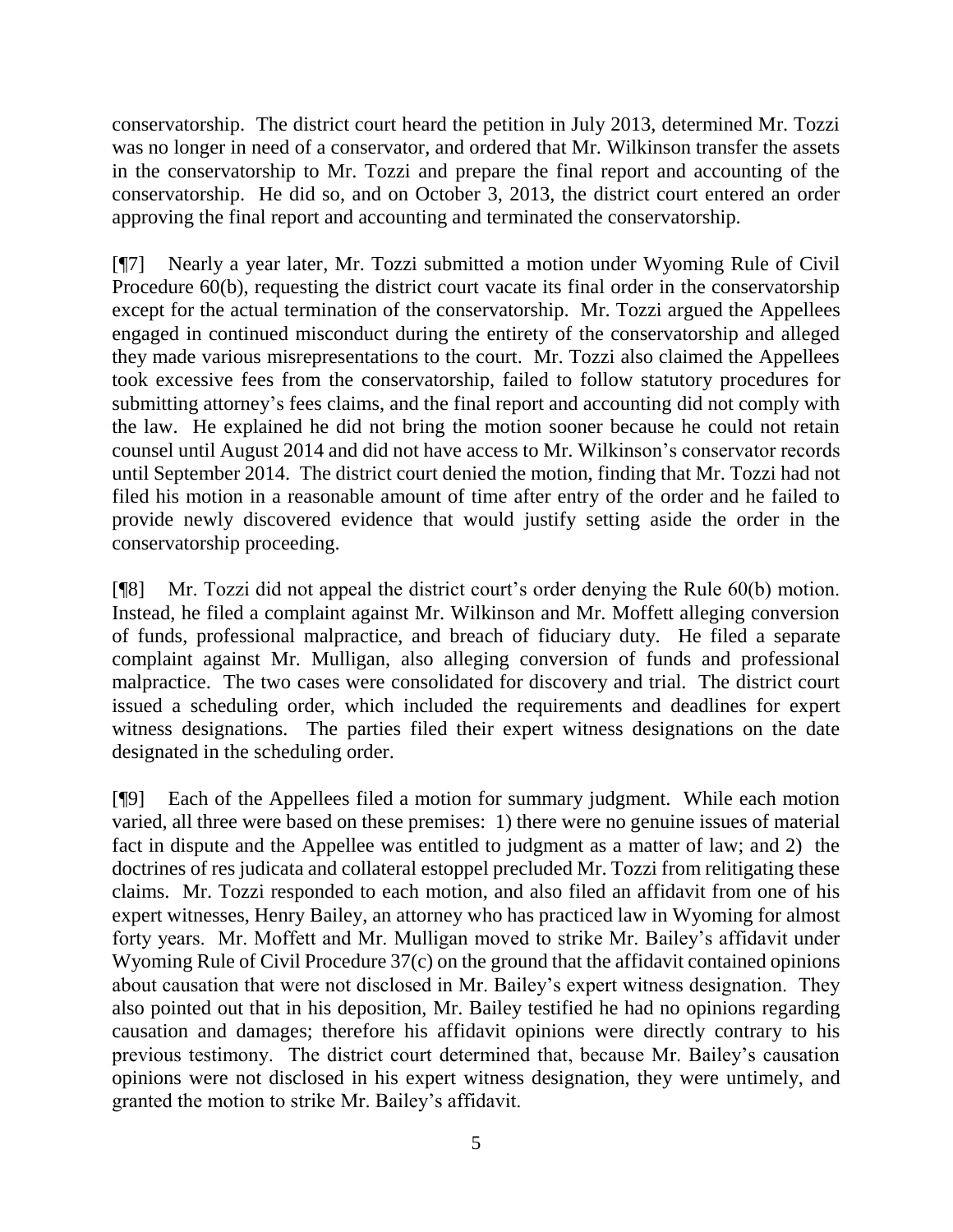conservatorship. The district court heard the petition in July 2013, determined Mr. Tozzi was no longer in need of a conservator, and ordered that Mr. Wilkinson transfer the assets in the conservatorship to Mr. Tozzi and prepare the final report and accounting of the conservatorship. He did so, and on October 3, 2013, the district court entered an order approving the final report and accounting and terminated the conservatorship.

[¶7] Nearly a year later, Mr. Tozzi submitted a motion under Wyoming Rule of Civil Procedure 60(b), requesting the district court vacate its final order in the conservatorship except for the actual termination of the conservatorship. Mr. Tozzi argued the Appellees engaged in continued misconduct during the entirety of the conservatorship and alleged they made various misrepresentations to the court. Mr. Tozzi also claimed the Appellees took excessive fees from the conservatorship, failed to follow statutory procedures for submitting attorney's fees claims, and the final report and accounting did not comply with the law. He explained he did not bring the motion sooner because he could not retain counsel until August 2014 and did not have access to Mr. Wilkinson's conservator records until September 2014. The district court denied the motion, finding that Mr. Tozzi had not filed his motion in a reasonable amount of time after entry of the order and he failed to provide newly discovered evidence that would justify setting aside the order in the conservatorship proceeding.

[¶8] Mr. Tozzi did not appeal the district court's order denying the Rule 60(b) motion. Instead, he filed a complaint against Mr. Wilkinson and Mr. Moffett alleging conversion of funds, professional malpractice, and breach of fiduciary duty. He filed a separate complaint against Mr. Mulligan, also alleging conversion of funds and professional malpractice. The two cases were consolidated for discovery and trial. The district court issued a scheduling order, which included the requirements and deadlines for expert witness designations. The parties filed their expert witness designations on the date designated in the scheduling order.

[¶9] Each of the Appellees filed a motion for summary judgment. While each motion varied, all three were based on these premises: 1) there were no genuine issues of material fact in dispute and the Appellee was entitled to judgment as a matter of law; and 2) the doctrines of res judicata and collateral estoppel precluded Mr. Tozzi from relitigating these claims. Mr. Tozzi responded to each motion, and also filed an affidavit from one of his expert witnesses, Henry Bailey, an attorney who has practiced law in Wyoming for almost forty years. Mr. Moffett and Mr. Mulligan moved to strike Mr. Bailey's affidavit under Wyoming Rule of Civil Procedure 37(c) on the ground that the affidavit contained opinions about causation that were not disclosed in Mr. Bailey's expert witness designation. They also pointed out that in his deposition, Mr. Bailey testified he had no opinions regarding causation and damages; therefore his affidavit opinions were directly contrary to his previous testimony. The district court determined that, because Mr. Bailey's causation opinions were not disclosed in his expert witness designation, they were untimely, and granted the motion to strike Mr. Bailey's affidavit.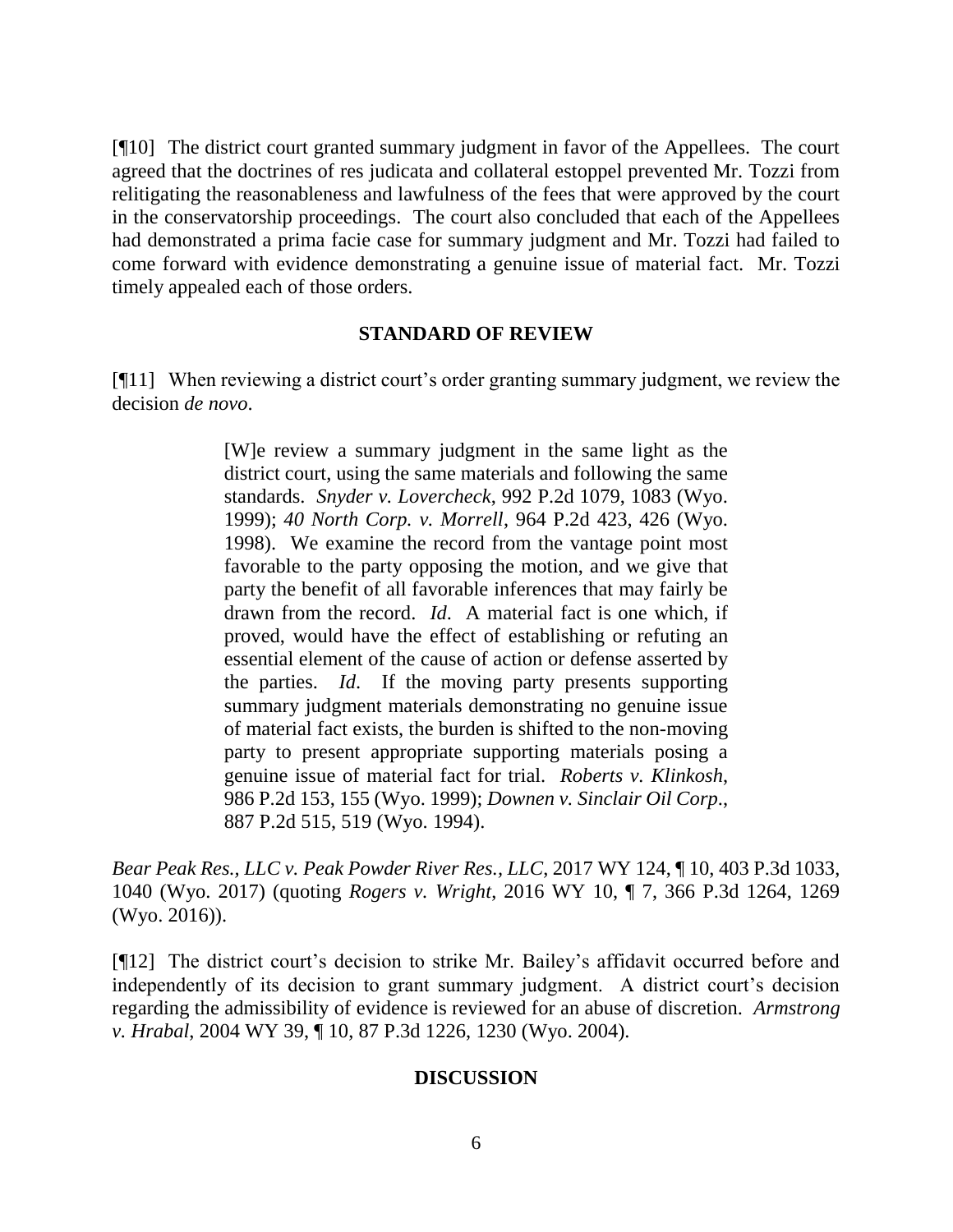[¶10] The district court granted summary judgment in favor of the Appellees. The court agreed that the doctrines of res judicata and collateral estoppel prevented Mr. Tozzi from relitigating the reasonableness and lawfulness of the fees that were approved by the court in the conservatorship proceedings. The court also concluded that each of the Appellees had demonstrated a prima facie case for summary judgment and Mr. Tozzi had failed to come forward with evidence demonstrating a genuine issue of material fact. Mr. Tozzi timely appealed each of those orders.

## STANDARD OF REVIEW

[¶11] When reviewing a district court's order granting summary judgment, we review the decision *de novo*.

> [W]e review a summary judgment in the same light as the district court, using the same materials and following the same standards. *Snyder v. Lovercheck*, 992 P.2d 1079, 1083 (Wyo. 1999); *40 North Corp. v. Morrell*, 964 P.2d 423, 426 (Wyo. 1998). We examine the record from the vantage point most favorable to the party opposing the motion, and we give that party the benefit of all favorable inferences that may fairly be drawn from the record. *Id*. A material fact is one which, if proved, would have the effect of establishing or refuting an essential element of the cause of action or defense asserted by the parties. *Id*. If the moving party presents supporting summary judgment materials demonstrating no genuine issue of material fact exists, the burden is shifted to the non-moving party to present appropriate supporting materials posing a genuine issue of material fact for trial. *Roberts v. Klinkosh*, 986 P.2d 153, 155 (Wyo. 1999); *Downen v. Sinclair Oil Corp*., 887 P.2d 515, 519 (Wyo. 1994).

*Bear Peak Res., LLC v. Peak Powder River Res., LLC*, 2017 WY 124, ¶ 10, 403 P.3d 1033, 1040 (Wyo. 2017) (quoting *Rogers v. Wright*, 2016 WY 10, ¶ 7, 366 P.3d 1264, 1269 (Wyo. 2016)).

[¶12] The district court's decision to strike Mr. Bailey's affidavit occurred before and independently of its decision to grant summary judgment. A district court's decision regarding the admissibility of evidence is reviewed for an abuse of discretion. *Armstrong v. Hrabal*, 2004 WY 39, ¶ 10, 87 P.3d 1226, 1230 (Wyo. 2004).

## DISCUSSION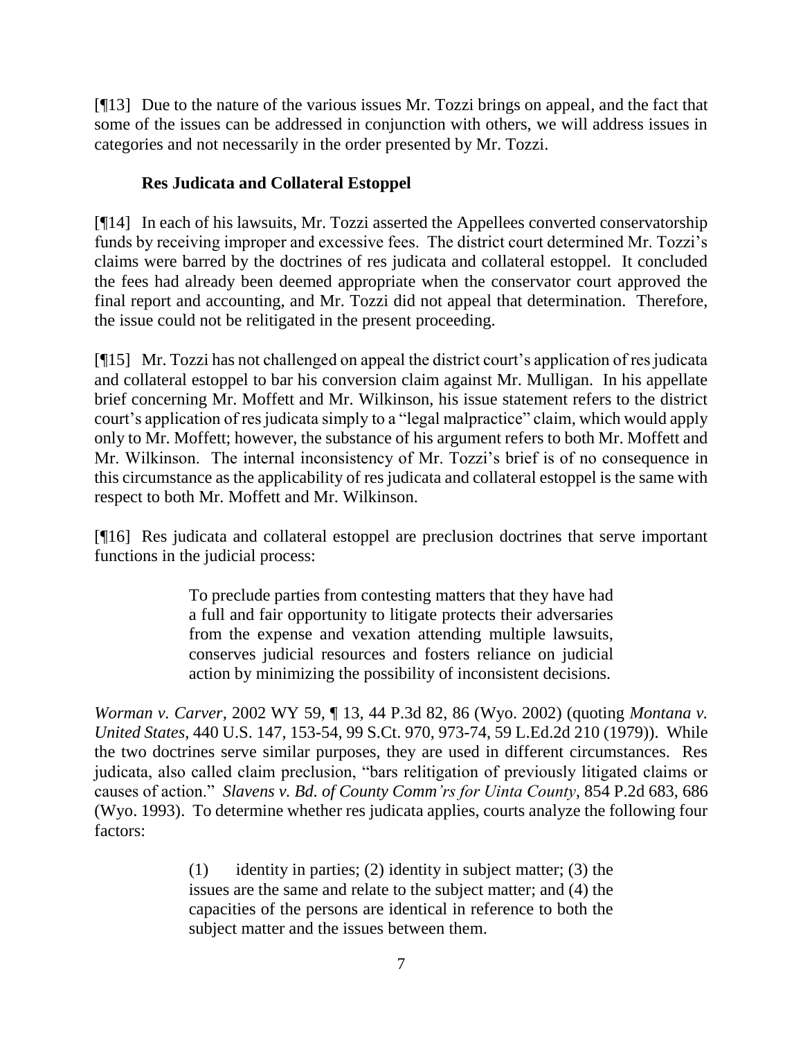[¶13] Due to the nature of the various issues Mr. Tozzi brings on appeal, and the fact that some of the issues can be addressed in conjunction with others, we will address issues in categories and not necessarily in the order presented by Mr. Tozzi.

### Res Judicata and Collateral Estoppel

[¶14] In each of his lawsuits, Mr. Tozzi asserted the Appellees converted conservatorship funds by receiving improper and excessive fees. The district court determined Mr. Tozzi's claims were barred by the doctrines of res judicata and collateral estoppel. It concluded the fees had already been deemed appropriate when the conservator court approved the final report and accounting, and Mr. Tozzi did not appeal that determination. Therefore, the issue could not be relitigated in the present proceeding.

[¶15] Mr. Tozzi has not challenged on appeal the district court's application of res judicata and collateral estoppel to bar his conversion claim against Mr. Mulligan. In his appellate brief concerning Mr. Moffett and Mr. Wilkinson, his issue statement refers to the district court's application of res judicata simply to a "legal malpractice" claim, which would apply only to Mr. Moffett; however, the substance of his argument refers to both Mr. Moffett and Mr. Wilkinson. The internal inconsistency of Mr. Tozzi's brief is of no consequence in this circumstance as the applicability of res judicata and collateral estoppel is the same with respect to both Mr. Moffett and Mr. Wilkinson.

[¶16] Res judicata and collateral estoppel are preclusion doctrines that serve important functions in the judicial process:

> To preclude parties from contesting matters that they have had a full and fair opportunity to litigate protects their adversaries from the expense and vexation attending multiple lawsuits, conserves judicial resources and fosters reliance on judicial action by minimizing the possibility of inconsistent decisions.

*Worman v. Carver*, 2002 WY 59, ¶ 13, 44 P.3d 82, 86 (Wyo. 2002) (quoting *Montana v. United States*, 440 U.S. 147, 153-54, 99 S.Ct. 970, 973-74, 59 L.Ed.2d 210 (1979)). While the two doctrines serve similar purposes, they are used in different circumstances. Res judicata, also called claim preclusion, "bars relitigation of previously litigated claims or causes of action." *Slavens v. Bd. of County Comm'rs for Uinta County*, 854 P.2d 683, 686 (Wyo. 1993). To determine whether res judicata applies, courts analyze the following four factors:

> (1) identity in parties; (2) identity in subject matter; (3) the issues are the same and relate to the subject matter; and (4) the capacities of the persons are identical in reference to both the subject matter and the issues between them.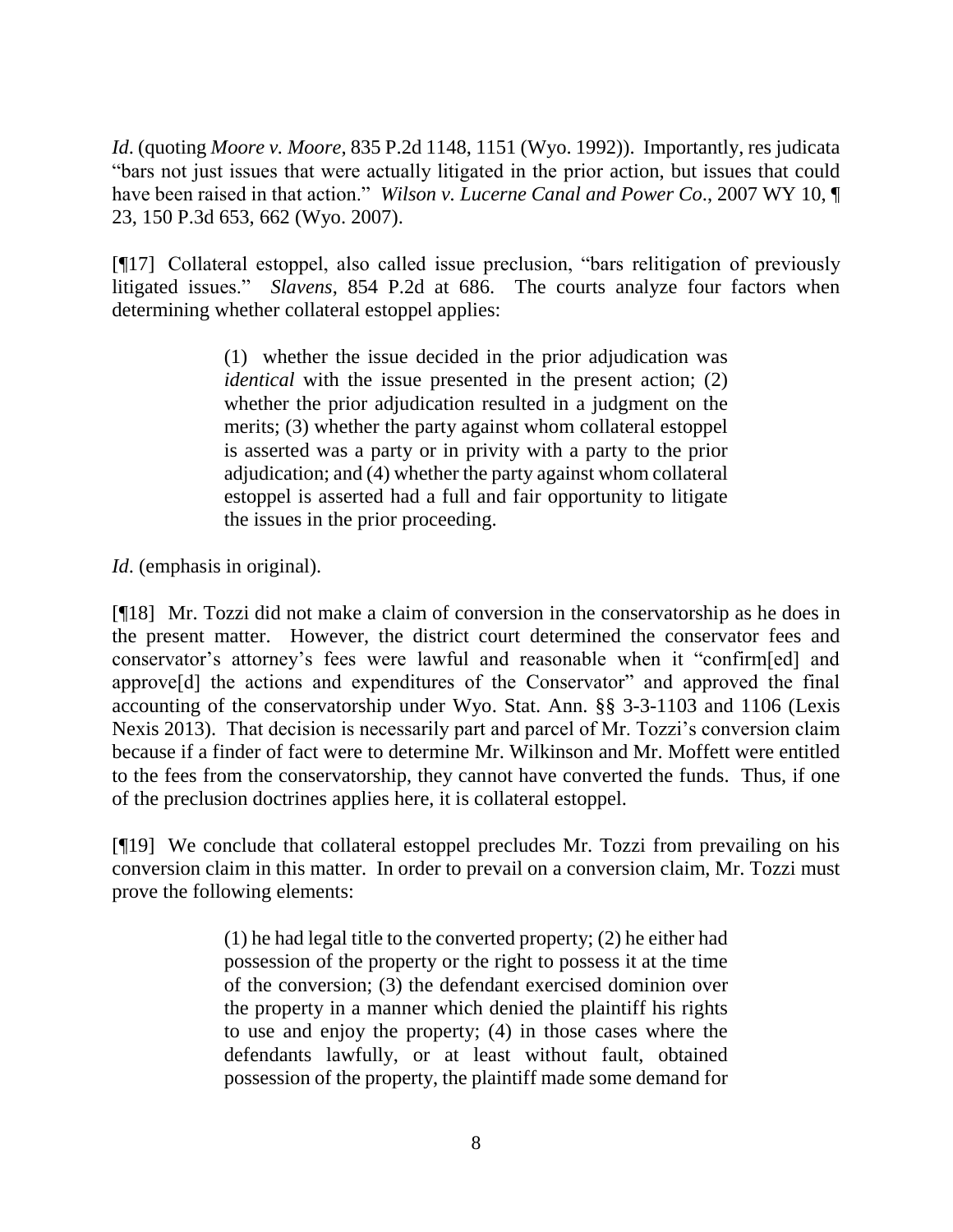*Id*. (quoting *Moore v. Moore*, 835 P.2d 1148, 1151 (Wyo. 1992)). Importantly, res judicata "bars not just issues that were actually litigated in the prior action, but issues that could have been raised in that action." *Wilson v. Lucerne Canal and Power Co*., 2007 WY 10, ¶ 23, 150 P.3d 653, 662 (Wyo. 2007).

[¶17] Collateral estoppel, also called issue preclusion, "bars relitigation of previously litigated issues." *Slavens*, 854 P.2d at 686. The courts analyze four factors when determining whether collateral estoppel applies:

> (1) whether the issue decided in the prior adjudication was *identical* with the issue presented in the present action; (2) whether the prior adjudication resulted in a judgment on the merits; (3) whether the party against whom collateral estoppel is asserted was a party or in privity with a party to the prior adjudication; and (4) whether the party against whom collateral estoppel is asserted had a full and fair opportunity to litigate the issues in the prior proceeding.

*Id*. (emphasis in original).

[¶18] Mr. Tozzi did not make a claim of conversion in the conservatorship as he does in the present matter. However, the district court determined the conservator fees and conservator's attorney's fees were lawful and reasonable when it "confirm[ed] and approve[d] the actions and expenditures of the Conservator" and approved the final accounting of the conservatorship under Wyo. Stat. Ann. §§ 3-3-1103 and 1106 (Lexis Nexis 2013). That decision is necessarily part and parcel of Mr. Tozzi's conversion claim because if a finder of fact were to determine Mr. Wilkinson and Mr. Moffett were entitled to the fees from the conservatorship, they cannot have converted the funds. Thus, if one of the preclusion doctrines applies here, it is collateral estoppel.

[¶19] We conclude that collateral estoppel precludes Mr. Tozzi from prevailing on his conversion claim in this matter. In order to prevail on a conversion claim, Mr. Tozzi must prove the following elements:

> (1) he had legal title to the converted property; (2) he either had possession of the property or the right to possess it at the time of the conversion; (3) the defendant exercised dominion over the property in a manner which denied the plaintiff his rights to use and enjoy the property; (4) in those cases where the defendants lawfully, or at least without fault, obtained possession of the property, the plaintiff made some demand for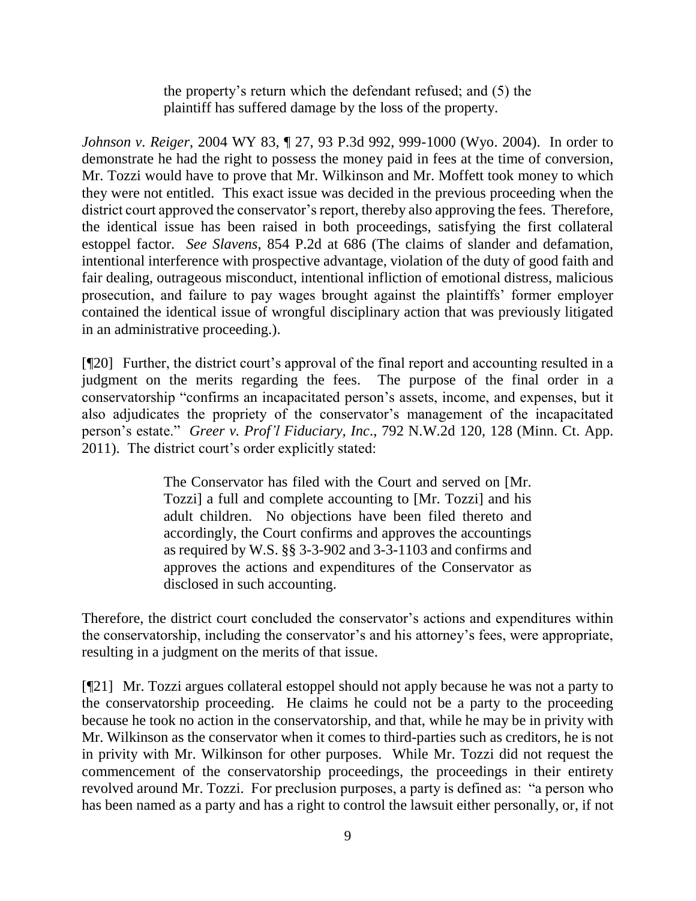> the property's return which the defendant refused; and (5) the plaintiff has suffered damage by the loss of the property.

*Johnson v. Reiger*, 2004 WY 83, ¶ 27, 93 P.3d 992, 999-1000 (Wyo. 2004). In order to demonstrate he had the right to possess the money paid in fees at the time of conversion, Mr. Tozzi would have to prove that Mr. Wilkinson and Mr. Moffett took money to which they were not entitled. This exact issue was decided in the previous proceeding when the district court approved the conservator's report, thereby also approving the fees. Therefore, the identical issue has been raised in both proceedings, satisfying the first collateral estoppel factor. *See Slavens*, 854 P.2d at 686 (The claims of slander and defamation, intentional interference with prospective advantage, violation of the duty of good faith and fair dealing, outrageous misconduct, intentional infliction of emotional distress, malicious prosecution, and failure to pay wages brought against the plaintiffs' former employer contained the identical issue of wrongful disciplinary action that was previously litigated in an administrative proceeding.).

[¶20] Further, the district court's approval of the final report and accounting resulted in a judgment on the merits regarding the fees. The purpose of the final order in a conservatorship "confirms an incapacitated person's assets, income, and expenses, but it also adjudicates the propriety of the conservator's management of the incapacitated person's estate." *Greer v. Prof'l Fiduciary, Inc*., 792 N.W.2d 120, 128 (Minn. Ct. App. 2011). The district court's order explicitly stated:

> The Conservator has filed with the Court and served on [Mr. Tozzi] a full and complete accounting to [Mr. Tozzi] and his adult children. No objections have been filed thereto and accordingly, the Court confirms and approves the accountings as required by W.S. §§ 3-3-902 and 3-3-1103 and confirms and approves the actions and expenditures of the Conservator as disclosed in such accounting.

Therefore, the district court concluded the conservator's actions and expenditures within the conservatorship, including the conservator's and his attorney's fees, were appropriate, resulting in a judgment on the merits of that issue.

[¶21] Mr. Tozzi argues collateral estoppel should not apply because he was not a party to the conservatorship proceeding. He claims he could not be a party to the proceeding because he took no action in the conservatorship, and that, while he may be in privity with Mr. Wilkinson as the conservator when it comes to third-parties such as creditors, he is not in privity with Mr. Wilkinson for other purposes. While Mr. Tozzi did not request the commencement of the conservatorship proceedings, the proceedings in their entirety revolved around Mr. Tozzi. For preclusion purposes, a party is defined as: "a person who has been named as a party and has a right to control the lawsuit either personally, or, if not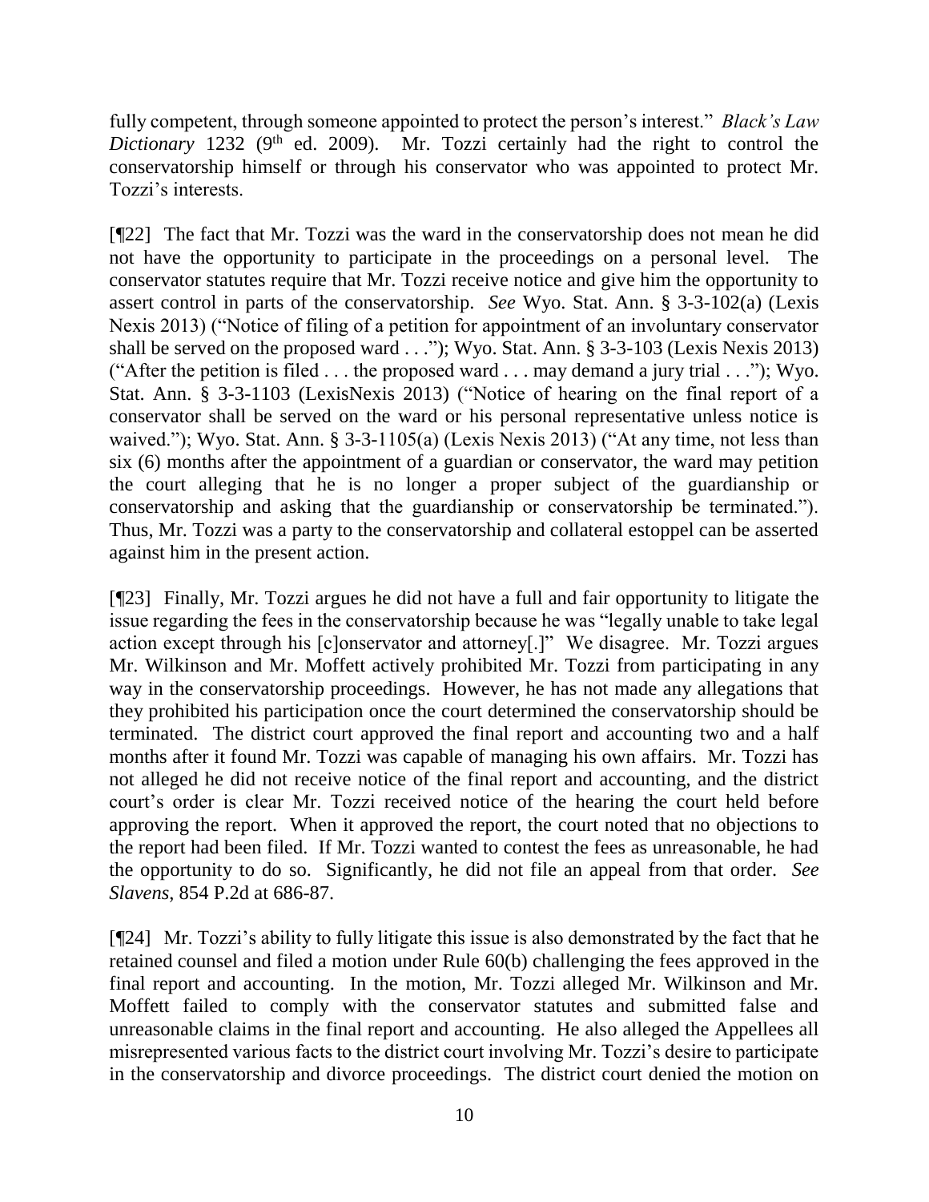fully competent, through someone appointed to protect the person's interest." *Black's Law Dictionary* 1232 (9th ed. 2009). Mr. Tozzi certainly had the right to control the conservatorship himself or through his conservator who was appointed to protect Mr. Tozzi's interests.

[¶22] The fact that Mr. Tozzi was the ward in the conservatorship does not mean he did not have the opportunity to participate in the proceedings on a personal level. The conservator statutes require that Mr. Tozzi receive notice and give him the opportunity to assert control in parts of the conservatorship. *See* Wyo. Stat. Ann. § 3-3-102(a) (Lexis Nexis 2013) ("Notice of filing of a petition for appointment of an involuntary conservator shall be served on the proposed ward . . ."); Wyo. Stat. Ann. § 3-3-103 (Lexis Nexis 2013) ("After the petition is filed . . . the proposed ward . . . may demand a jury trial . . ."); Wyo. Stat. Ann. § 3-3-1103 (LexisNexis 2013) ("Notice of hearing on the final report of a conservator shall be served on the ward or his personal representative unless notice is waived."); Wyo. Stat. Ann. § 3-3-1105(a) (Lexis Nexis 2013) ("At any time, not less than six (6) months after the appointment of a guardian or conservator, the ward may petition the court alleging that he is no longer a proper subject of the guardianship or conservatorship and asking that the guardianship or conservatorship be terminated."). Thus, Mr. Tozzi was a party to the conservatorship and collateral estoppel can be asserted against him in the present action.

[¶23] Finally, Mr. Tozzi argues he did not have a full and fair opportunity to litigate the issue regarding the fees in the conservatorship because he was "legally unable to take legal action except through his [c]onservator and attorney[.]" We disagree. Mr. Tozzi argues Mr. Wilkinson and Mr. Moffett actively prohibited Mr. Tozzi from participating in any way in the conservatorship proceedings. However, he has not made any allegations that they prohibited his participation once the court determined the conservatorship should be terminated. The district court approved the final report and accounting two and a half months after it found Mr. Tozzi was capable of managing his own affairs. Mr. Tozzi has not alleged he did not receive notice of the final report and accounting, and the district court's order is clear Mr. Tozzi received notice of the hearing the court held before approving the report. When it approved the report, the court noted that no objections to the report had been filed. If Mr. Tozzi wanted to contest the fees as unreasonable, he had the opportunity to do so. Significantly, he did not file an appeal from that order. *See Slavens*, 854 P.2d at 686-87.

[¶24] Mr. Tozzi's ability to fully litigate this issue is also demonstrated by the fact that he retained counsel and filed a motion under Rule 60(b) challenging the fees approved in the final report and accounting. In the motion, Mr. Tozzi alleged Mr. Wilkinson and Mr. Moffett failed to comply with the conservator statutes and submitted false and unreasonable claims in the final report and accounting. He also alleged the Appellees all misrepresented various facts to the district court involving Mr. Tozzi's desire to participate in the conservatorship and divorce proceedings. The district court denied the motion on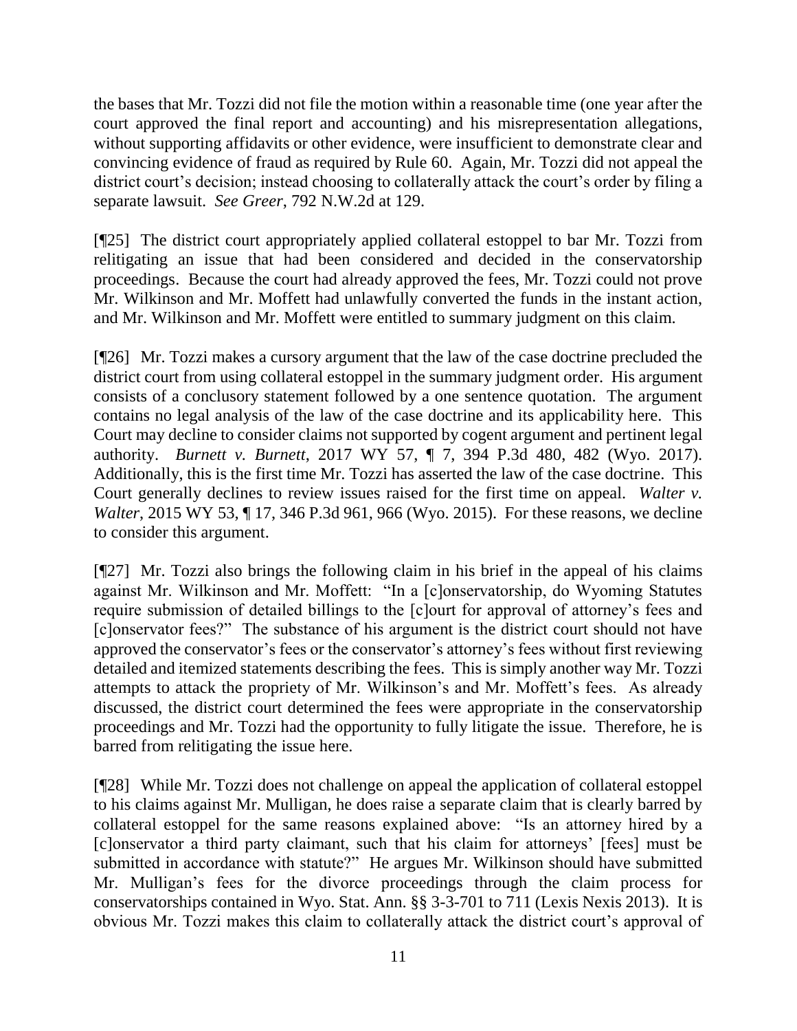the bases that Mr. Tozzi did not file the motion within a reasonable time (one year after the court approved the final report and accounting) and his misrepresentation allegations, without supporting affidavits or other evidence, were insufficient to demonstrate clear and convincing evidence of fraud as required by Rule 60. Again, Mr. Tozzi did not appeal the district court's decision; instead choosing to collaterally attack the court's order by filing a separate lawsuit. *See Greer*, 792 N.W.2d at 129.

[¶25] The district court appropriately applied collateral estoppel to bar Mr. Tozzi from relitigating an issue that had been considered and decided in the conservatorship proceedings. Because the court had already approved the fees, Mr. Tozzi could not prove Mr. Wilkinson and Mr. Moffett had unlawfully converted the funds in the instant action, and Mr. Wilkinson and Mr. Moffett were entitled to summary judgment on this claim.

[¶26] Mr. Tozzi makes a cursory argument that the law of the case doctrine precluded the district court from using collateral estoppel in the summary judgment order. His argument consists of a conclusory statement followed by a one sentence quotation. The argument contains no legal analysis of the law of the case doctrine and its applicability here. This Court may decline to consider claims not supported by cogent argument and pertinent legal authority. *Burnett v. Burnett*, 2017 WY 57, ¶ 7, 394 P.3d 480, 482 (Wyo. 2017). Additionally, this is the first time Mr. Tozzi has asserted the law of the case doctrine. This Court generally declines to review issues raised for the first time on appeal. *Walter v. Walter*, 2015 WY 53, ¶ 17, 346 P.3d 961, 966 (Wyo. 2015). For these reasons, we decline to consider this argument.

[¶27] Mr. Tozzi also brings the following claim in his brief in the appeal of his claims against Mr. Wilkinson and Mr. Moffett: "In a [c]onservatorship, do Wyoming Statutes require submission of detailed billings to the [c]ourt for approval of attorney's fees and [c]onservator fees?" The substance of his argument is the district court should not have approved the conservator's fees or the conservator's attorney's fees without first reviewing detailed and itemized statements describing the fees. This is simply another way Mr. Tozzi attempts to attack the propriety of Mr. Wilkinson's and Mr. Moffett's fees. As already discussed, the district court determined the fees were appropriate in the conservatorship proceedings and Mr. Tozzi had the opportunity to fully litigate the issue. Therefore, he is barred from relitigating the issue here.

[¶28] While Mr. Tozzi does not challenge on appeal the application of collateral estoppel to his claims against Mr. Mulligan, he does raise a separate claim that is clearly barred by collateral estoppel for the same reasons explained above: "Is an attorney hired by a [c]onservator a third party claimant, such that his claim for attorneys' [fees] must be submitted in accordance with statute?" He argues Mr. Wilkinson should have submitted Mr. Mulligan's fees for the divorce proceedings through the claim process for conservatorships contained in Wyo. Stat. Ann. §§ 3-3-701 to 711 (Lexis Nexis 2013). It is obvious Mr. Tozzi makes this claim to collaterally attack the district court's approval of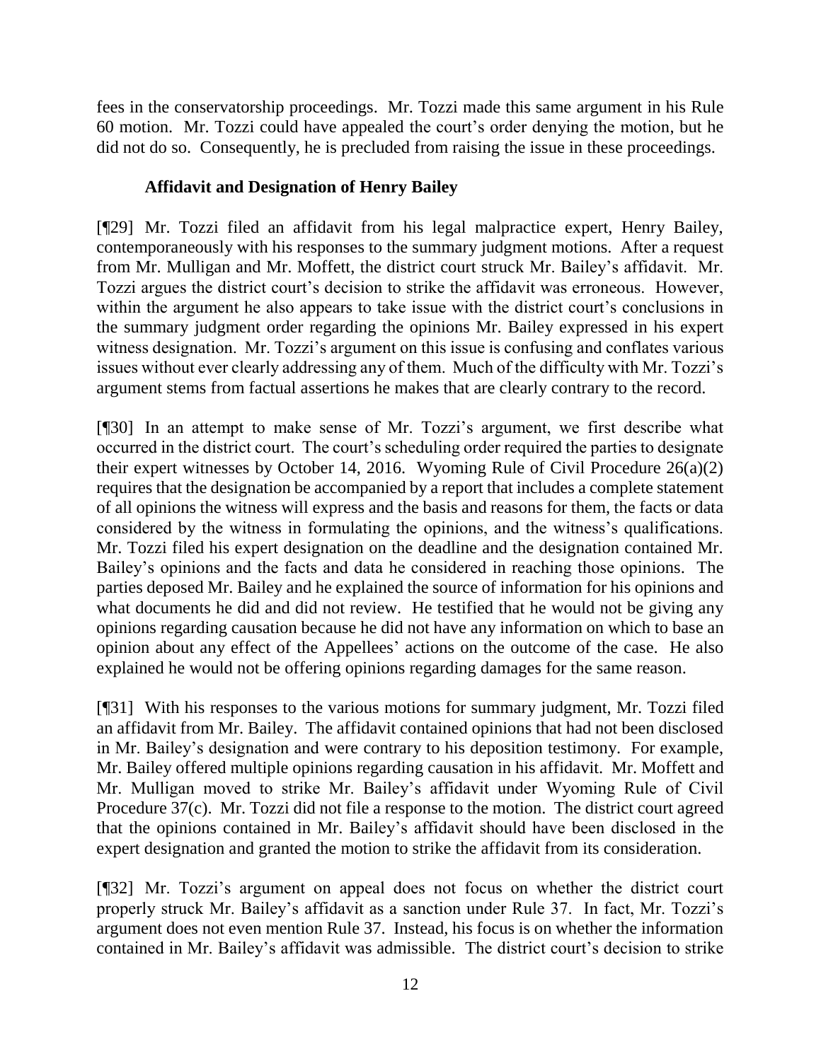fees in the conservatorship proceedings. Mr. Tozzi made this same argument in his Rule 60 motion. Mr. Tozzi could have appealed the court's order denying the motion, but he did not do so. Consequently, he is precluded from raising the issue in these proceedings.

### Affidavit and Designation of Henry Bailey

[¶29] Mr. Tozzi filed an affidavit from his legal malpractice expert, Henry Bailey, contemporaneously with his responses to the summary judgment motions. After a request from Mr. Mulligan and Mr. Moffett, the district court struck Mr. Bailey's affidavit. Mr. Tozzi argues the district court's decision to strike the affidavit was erroneous. However, within the argument he also appears to take issue with the district court's conclusions in the summary judgment order regarding the opinions Mr. Bailey expressed in his expert witness designation. Mr. Tozzi's argument on this issue is confusing and conflates various issues without ever clearly addressing any of them. Much of the difficulty with Mr. Tozzi's argument stems from factual assertions he makes that are clearly contrary to the record.

[¶30] In an attempt to make sense of Mr. Tozzi's argument, we first describe what occurred in the district court. The court's scheduling order required the parties to designate their expert witnesses by October 14, 2016. Wyoming Rule of Civil Procedure 26(a)(2) requires that the designation be accompanied by a report that includes a complete statement of all opinions the witness will express and the basis and reasons for them, the facts or data considered by the witness in formulating the opinions, and the witness's qualifications. Mr. Tozzi filed his expert designation on the deadline and the designation contained Mr. Bailey's opinions and the facts and data he considered in reaching those opinions. The parties deposed Mr. Bailey and he explained the source of information for his opinions and what documents he did and did not review. He testified that he would not be giving any opinions regarding causation because he did not have any information on which to base an opinion about any effect of the Appellees' actions on the outcome of the case. He also explained he would not be offering opinions regarding damages for the same reason.

[¶31] With his responses to the various motions for summary judgment, Mr. Tozzi filed an affidavit from Mr. Bailey. The affidavit contained opinions that had not been disclosed in Mr. Bailey's designation and were contrary to his deposition testimony. For example, Mr. Bailey offered multiple opinions regarding causation in his affidavit. Mr. Moffett and Mr. Mulligan moved to strike Mr. Bailey's affidavit under Wyoming Rule of Civil Procedure 37(c). Mr. Tozzi did not file a response to the motion. The district court agreed that the opinions contained in Mr. Bailey's affidavit should have been disclosed in the expert designation and granted the motion to strike the affidavit from its consideration.

[¶32] Mr. Tozzi's argument on appeal does not focus on whether the district court properly struck Mr. Bailey's affidavit as a sanction under Rule 37. In fact, Mr. Tozzi's argument does not even mention Rule 37. Instead, his focus is on whether the information contained in Mr. Bailey's affidavit was admissible. The district court's decision to strike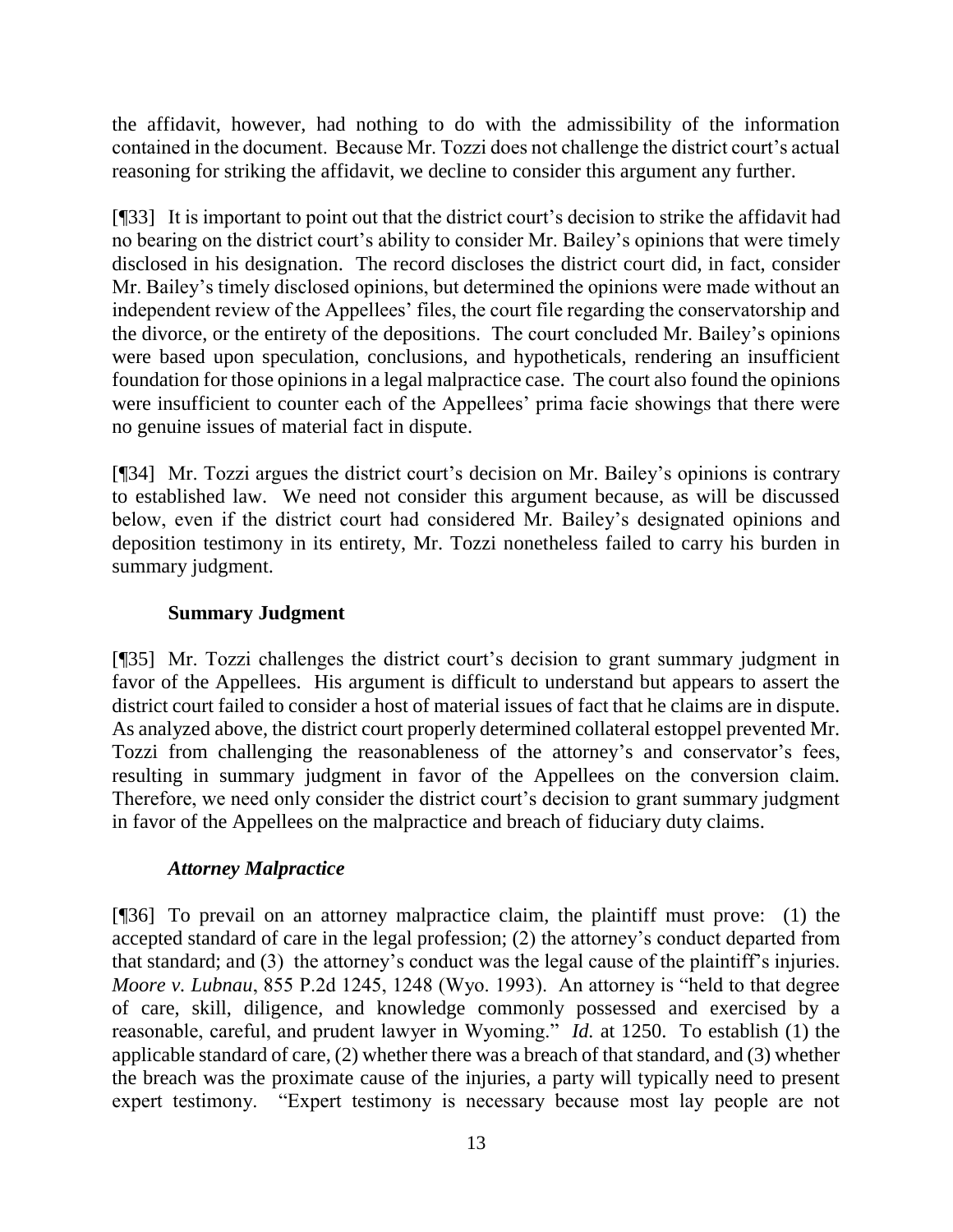the affidavit, however, had nothing to do with the admissibility of the information contained in the document. Because Mr. Tozzi does not challenge the district court's actual reasoning for striking the affidavit, we decline to consider this argument any further.

[¶33] It is important to point out that the district court's decision to strike the affidavit had no bearing on the district court's ability to consider Mr. Bailey's opinions that were timely disclosed in his designation. The record discloses the district court did, in fact, consider Mr. Bailey's timely disclosed opinions, but determined the opinions were made without an independent review of the Appellees' files, the court file regarding the conservatorship and the divorce, or the entirety of the depositions. The court concluded Mr. Bailey's opinions were based upon speculation, conclusions, and hypotheticals, rendering an insufficient foundation for those opinions in a legal malpractice case. The court also found the opinions were insufficient to counter each of the Appellees' prima facie showings that there were no genuine issues of material fact in dispute.

[¶34] Mr. Tozzi argues the district court's decision on Mr. Bailey's opinions is contrary to established law. We need not consider this argument because, as will be discussed below, even if the district court had considered Mr. Bailey's designated opinions and deposition testimony in its entirety, Mr. Tozzi nonetheless failed to carry his burden in summary judgment.

### Summary Judgment

[¶35] Mr. Tozzi challenges the district court's decision to grant summary judgment in favor of the Appellees. His argument is difficult to understand but appears to assert the district court failed to consider a host of material issues of fact that he claims are in dispute. As analyzed above, the district court properly determined collateral estoppel prevented Mr. Tozzi from challenging the reasonableness of the attorney's and conservator's fees, resulting in summary judgment in favor of the Appellees on the conversion claim. Therefore, we need only consider the district court's decision to grant summary judgment in favor of the Appellees on the malpractice and breach of fiduciary duty claims.

#### *Attorney Malpractice*

[¶36] To prevail on an attorney malpractice claim, the plaintiff must prove: (1) the accepted standard of care in the legal profession; (2) the attorney's conduct departed from that standard; and (3) the attorney's conduct was the legal cause of the plaintiff's injuries. *Moore v. Lubnau*, 855 P.2d 1245, 1248 (Wyo. 1993). An attorney is "held to that degree of care, skill, diligence, and knowledge commonly possessed and exercised by a reasonable, careful, and prudent lawyer in Wyoming." *Id.* at 1250. To establish (1) the applicable standard of care, (2) whether there was a breach of that standard, and (3) whether the breach was the proximate cause of the injuries, a party will typically need to present expert testimony. "Expert testimony is necessary because most lay people are not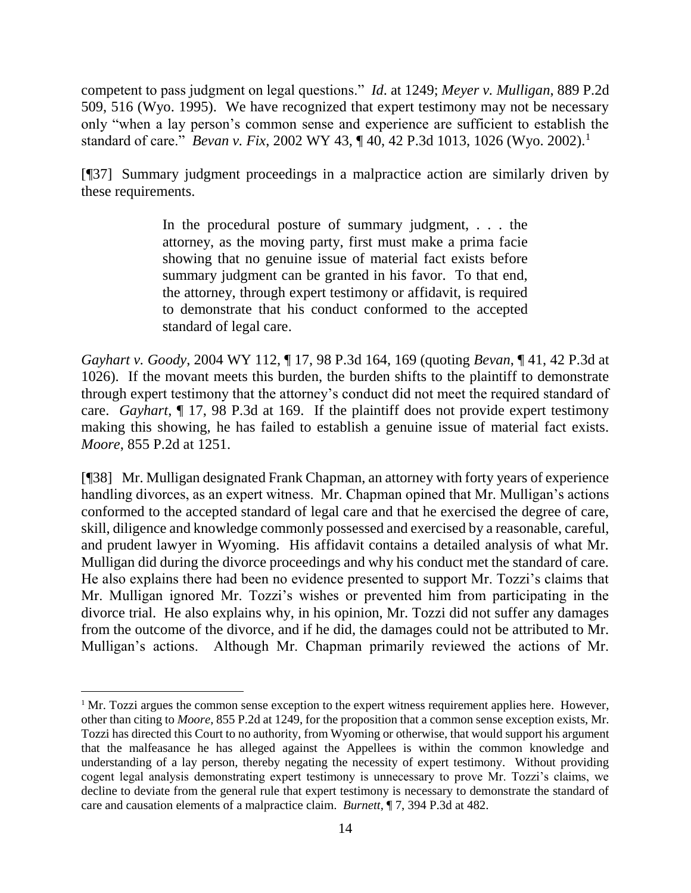competent to pass judgment on legal questions." *Id*. at 1249; *Meyer v. Mulligan*, 889 P.2d 509, 516 (Wyo. 1995). We have recognized that expert testimony may not be necessary only "when a lay person's common sense and experience are sufficient to establish the standard of care." *Bevan v. Fix*, 2002 WY 43, ¶ 40, 42 P.3d 1013, 1026 (Wyo. 2002).[1]

[¶37] Summary judgment proceedings in a malpractice action are similarly driven by these requirements.

> In the procedural posture of summary judgment, . . . the attorney, as the moving party, first must make a prima facie showing that no genuine issue of material fact exists before summary judgment can be granted in his favor. To that end, the attorney, through expert testimony or affidavit, is required to demonstrate that his conduct conformed to the accepted standard of legal care.

*Gayhart v. Goody*, 2004 WY 112, ¶ 17, 98 P.3d 164, 169 (quoting *Bevan*, ¶ 41, 42 P.3d at 1026). If the movant meets this burden, the burden shifts to the plaintiff to demonstrate through expert testimony that the attorney's conduct did not meet the required standard of care. *Gayhart*, ¶ 17, 98 P.3d at 169. If the plaintiff does not provide expert testimony making this showing, he has failed to establish a genuine issue of material fact exists. *Moore*, 855 P.2d at 1251.

[¶38] Mr. Mulligan designated Frank Chapman, an attorney with forty years of experience handling divorces, as an expert witness. Mr. Chapman opined that Mr. Mulligan's actions conformed to the accepted standard of legal care and that he exercised the degree of care, skill, diligence and knowledge commonly possessed and exercised by a reasonable, careful, and prudent lawyer in Wyoming. His affidavit contains a detailed analysis of what Mr. Mulligan did during the divorce proceedings and why his conduct met the standard of care. He also explains there had been no evidence presented to support Mr. Tozzi's claims that Mr. Mulligan ignored Mr. Tozzi's wishes or prevented him from participating in the divorce trial. He also explains why, in his opinion, Mr. Tozzi did not suffer any damages from the outcome of the divorce, and if he did, the damages could not be attributed to Mr. Mulligan's actions. Although Mr. Chapman primarily reviewed the actions of Mr.

---

[1] Mr. Tozzi argues the common sense exception to the expert witness requirement applies here. However, other than citing to *Moore*, 855 P.2d at 1249, for the proposition that a common sense exception exists, Mr. Tozzi has directed this Court to no authority, from Wyoming or otherwise, that would support his argument that the malfeasance he has alleged against the Appellees is within the common knowledge and understanding of a lay person, thereby negating the necessity of expert testimony. Without providing cogent legal analysis demonstrating expert testimony is unnecessary to prove Mr. Tozzi's claims, we decline to deviate from the general rule that expert testimony is necessary to demonstrate the standard of care and causation elements of a malpractice claim. *Burnett*, ¶ 7, 394 P.3d at 482.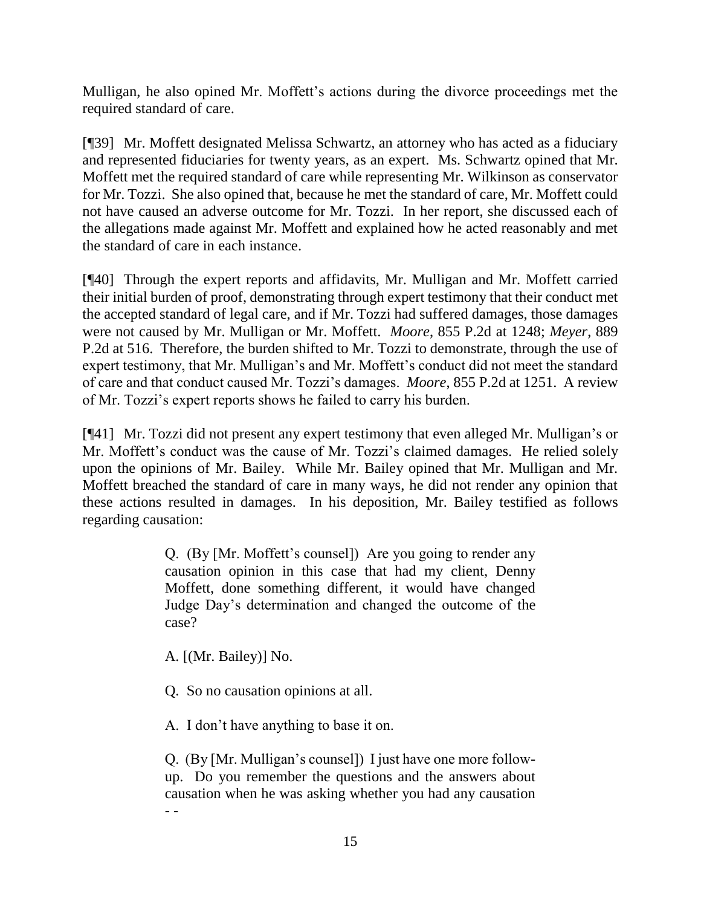Mulligan, he also opined Mr. Moffett's actions during the divorce proceedings met the required standard of care.

[¶39] Mr. Moffett designated Melissa Schwartz, an attorney who has acted as a fiduciary and represented fiduciaries for twenty years, as an expert. Ms. Schwartz opined that Mr. Moffett met the required standard of care while representing Mr. Wilkinson as conservator for Mr. Tozzi. She also opined that, because he met the standard of care, Mr. Moffett could not have caused an adverse outcome for Mr. Tozzi. In her report, she discussed each of the allegations made against Mr. Moffett and explained how he acted reasonably and met the standard of care in each instance.

[¶40] Through the expert reports and affidavits, Mr. Mulligan and Mr. Moffett carried their initial burden of proof, demonstrating through expert testimony that their conduct met the accepted standard of legal care, and if Mr. Tozzi had suffered damages, those damages were not caused by Mr. Mulligan or Mr. Moffett. *Moore*, 855 P.2d at 1248; *Meyer*, 889 P.2d at 516. Therefore, the burden shifted to Mr. Tozzi to demonstrate, through the use of expert testimony, that Mr. Mulligan's and Mr. Moffett's conduct did not meet the standard of care and that conduct caused Mr. Tozzi's damages. *Moore*, 855 P.2d at 1251. A review of Mr. Tozzi's expert reports shows he failed to carry his burden.

[¶41] Mr. Tozzi did not present any expert testimony that even alleged Mr. Mulligan's or Mr. Moffett's conduct was the cause of Mr. Tozzi's claimed damages. He relied solely upon the opinions of Mr. Bailey. While Mr. Bailey opined that Mr. Mulligan and Mr. Moffett breached the standard of care in many ways, he did not render any opinion that these actions resulted in damages. In his deposition, Mr. Bailey testified as follows regarding causation:

> Q. (By [Mr. Moffett's counsel]) Are you going to render any causation opinion in this case that had my client, Denny Moffett, done something different, it would have changed Judge Day's determination and changed the outcome of the case?
>
> A. [(Mr. Bailey)] No.
>
> Q. So no causation opinions at all.
>
> A. I don't have anything to base it on.
>
> Q. (By [Mr. Mulligan's counsel]) I just have one more follow-up. Do you remember the questions and the answers about causation when he was asking whether you had any causation - -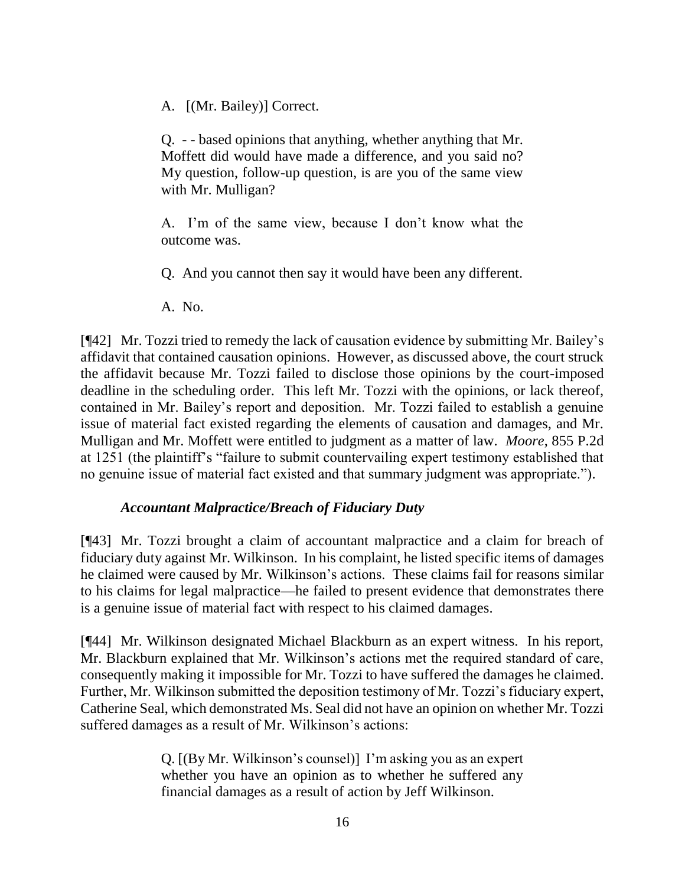> A. [(Mr. Bailey)] Correct.
>
> Q. - - based opinions that anything, whether anything that Mr. Moffett did would have made a difference, and you said no? My question, follow-up question, is are you of the same view with Mr. Mulligan?
>
> A. I'm of the same view, because I don't know what the outcome was.
>
> Q. And you cannot then say it would have been any different.
>
> A. No.

[¶42] Mr. Tozzi tried to remedy the lack of causation evidence by submitting Mr. Bailey's affidavit that contained causation opinions. However, as discussed above, the court struck the affidavit because Mr. Tozzi failed to disclose those opinions by the court-imposed deadline in the scheduling order. This left Mr. Tozzi with the opinions, or lack thereof, contained in Mr. Bailey's report and deposition. Mr. Tozzi failed to establish a genuine issue of material fact existed regarding the elements of causation and damages, and Mr. Mulligan and Mr. Moffett were entitled to judgment as a matter of law. *Moore*, 855 P.2d at 1251 (the plaintiff's "failure to submit countervailing expert testimony established that no genuine issue of material fact existed and that summary judgment was appropriate.").

### *Accountant Malpractice/Breach of Fiduciary Duty*

[¶43] Mr. Tozzi brought a claim of accountant malpractice and a claim for breach of fiduciary duty against Mr. Wilkinson. In his complaint, he listed specific items of damages he claimed were caused by Mr. Wilkinson's actions. These claims fail for reasons similar to his claims for legal malpractice—he failed to present evidence that demonstrates there is a genuine issue of material fact with respect to his claimed damages.

[¶44] Mr. Wilkinson designated Michael Blackburn as an expert witness. In his report, Mr. Blackburn explained that Mr. Wilkinson's actions met the required standard of care, consequently making it impossible for Mr. Tozzi to have suffered the damages he claimed. Further, Mr. Wilkinson submitted the deposition testimony of Mr. Tozzi's fiduciary expert, Catherine Seal, which demonstrated Ms. Seal did not have an opinion on whether Mr. Tozzi suffered damages as a result of Mr. Wilkinson's actions:

> Q. [(By Mr. Wilkinson's counsel)] I'm asking you as an expert whether you have an opinion as to whether he suffered any financial damages as a result of action by Jeff Wilkinson.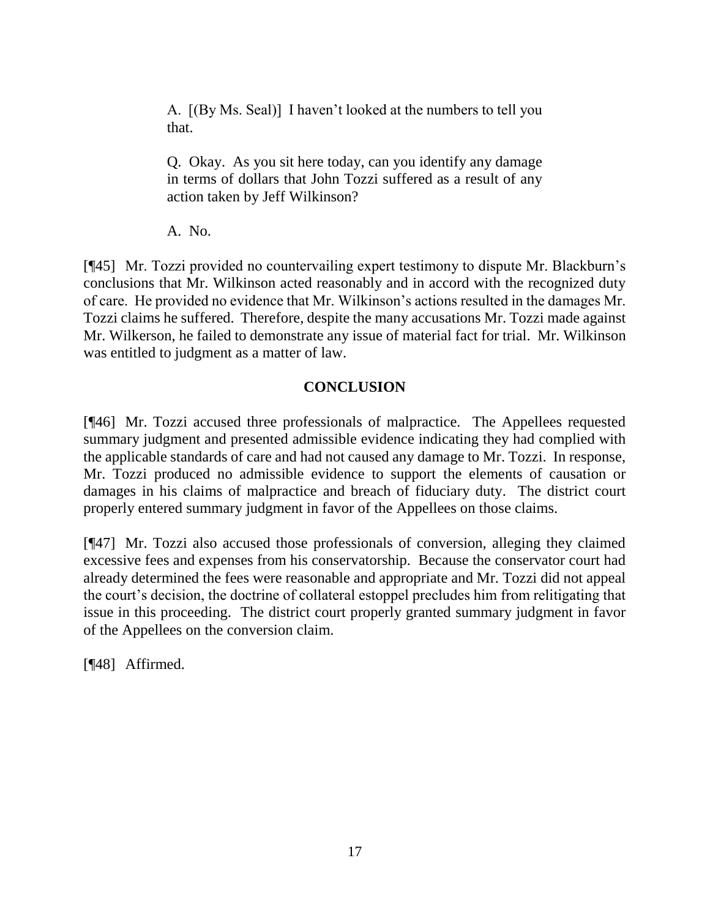> A. [(By Ms. Seal)] I haven't looked at the numbers to tell you that.
>
> Q. Okay. As you sit here today, can you identify any damage in terms of dollars that John Tozzi suffered as a result of any action taken by Jeff Wilkinson?
>
> A. No.

[¶45] Mr. Tozzi provided no countervailing expert testimony to dispute Mr. Blackburn's conclusions that Mr. Wilkinson acted reasonably and in accord with the recognized duty of care. He provided no evidence that Mr. Wilkinson's actions resulted in the damages Mr. Tozzi claims he suffered. Therefore, despite the many accusations Mr. Tozzi made against Mr. Wilkerson, he failed to demonstrate any issue of material fact for trial. Mr. Wilkinson was entitled to judgment as a matter of law.

## CONCLUSION

[¶46] Mr. Tozzi accused three professionals of malpractice. The Appellees requested summary judgment and presented admissible evidence indicating they had complied with the applicable standards of care and had not caused any damage to Mr. Tozzi. In response, Mr. Tozzi produced no admissible evidence to support the elements of causation or damages in his claims of malpractice and breach of fiduciary duty. The district court properly entered summary judgment in favor of the Appellees on those claims.

[¶47] Mr. Tozzi also accused those professionals of conversion, alleging they claimed excessive fees and expenses from his conservatorship. Because the conservator court had already determined the fees were reasonable and appropriate and Mr. Tozzi did not appeal the court's decision, the doctrine of collateral estoppel precludes him from relitigating that issue in this proceeding. The district court properly granted summary judgment in favor of the Appellees on the conversion claim.

[¶48] Affirmed.